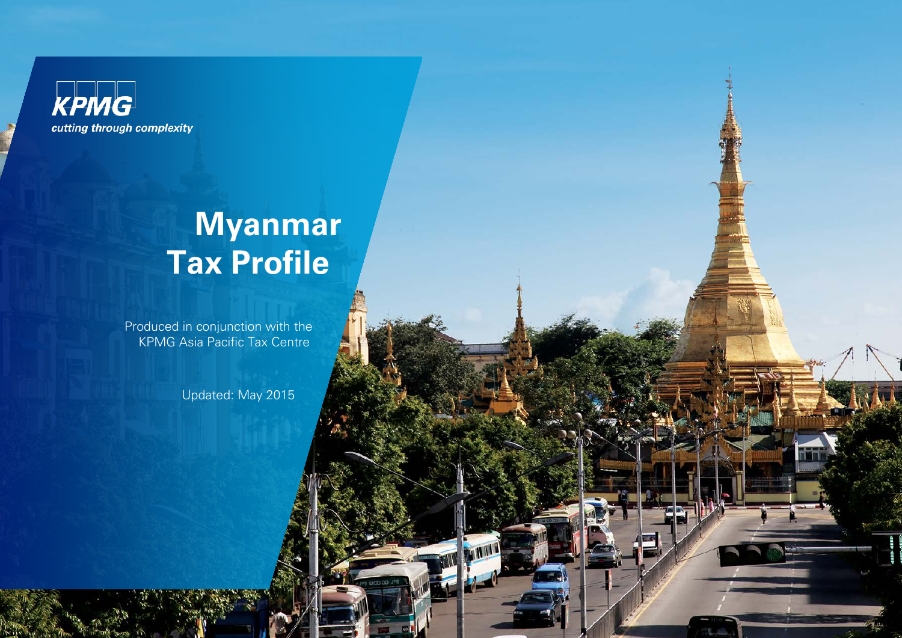KPMG

*cutting through complexity*

# Myanmar Tax Profile

Produced in conjunction with the KPMG Asia Pacific Tax Centre

Updated: May 2015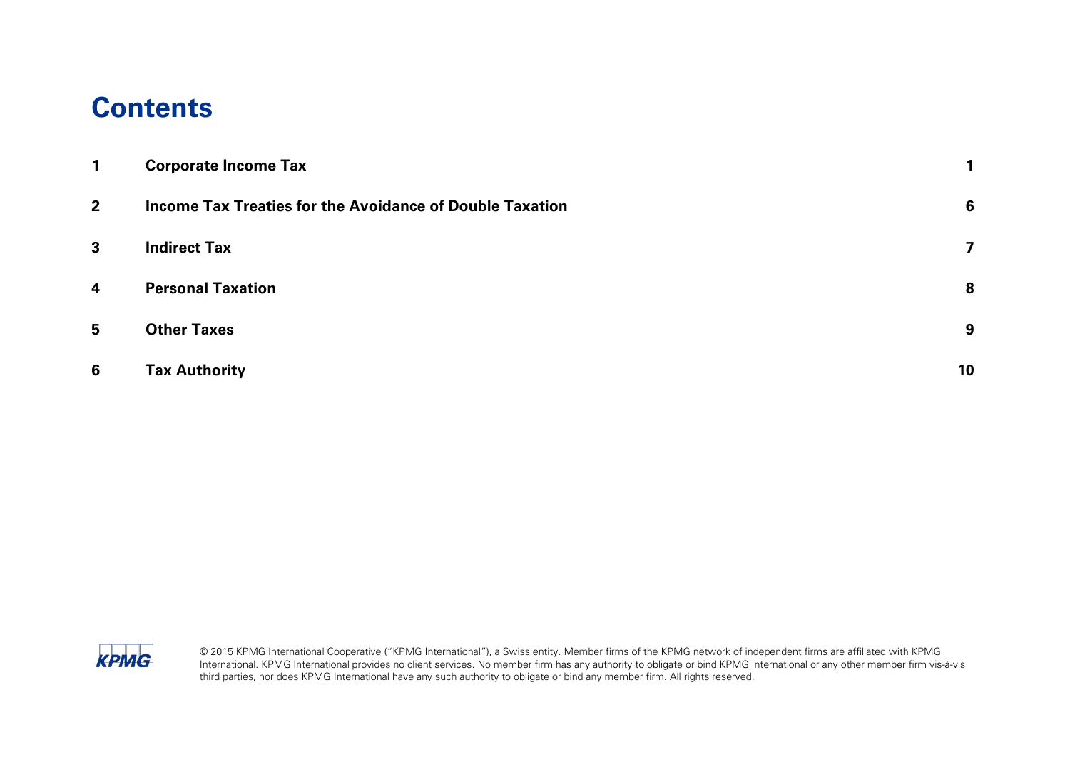# Contents

| | | |
|---|---|---|
| **1** | **Corporate Income Tax** | **1** |
| **2** | **Income Tax Treaties for the Avoidance of Double Taxation** | **6** |
| **3** | **Indirect Tax** | **7** |
| **4** | **Personal Taxation** | **8** |
| **5** | **Other Taxes** | **9** |
| **6** | **Tax Authority** | **10** |

© 2015 KPMG International Cooperative ("KPMG International"), a Swiss entity. Member firms of the KPMG network of independent firms are affiliated with KPMG International. KPMG International provides no client services. No member firm has any authority to obligate or bind KPMG International or any other member firm vis-à-vis third parties, nor does KPMG International have any such authority to obligate or bind any member firm. All rights reserved.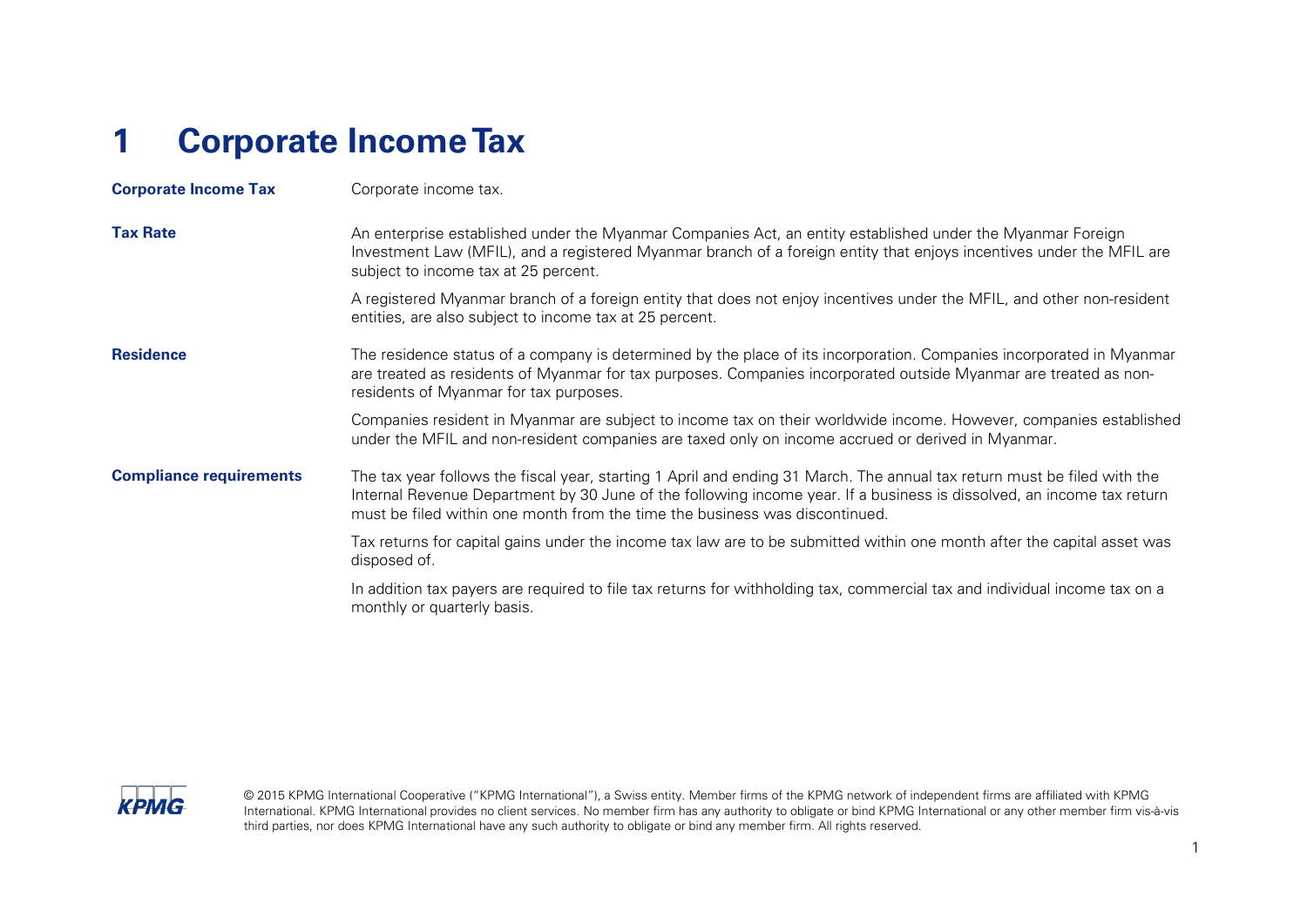# 1 Corporate Income Tax

| | |
|---|---|
| **Corporate Income Tax** | Corporate income tax. |
| **Tax Rate** | An enterprise established under the Myanmar Companies Act, an entity established under the Myanmar Foreign Investment Law (MFIL), and a registered Myanmar branch of a foreign entity that enjoys incentives under the MFIL are subject to income tax at 25 percent.<br><br>A registered Myanmar branch of a foreign entity that does not enjoy incentives under the MFIL, and other non-resident entities, are also subject to income tax at 25 percent. |
| **Residence** | The residence status of a company is determined by the place of its incorporation. Companies incorporated in Myanmar are treated as residents of Myanmar for tax purposes. Companies incorporated outside Myanmar are treated as non-residents of Myanmar for tax purposes.<br><br>Companies resident in Myanmar are subject to income tax on their worldwide income. However, companies established under the MFIL and non-resident companies are taxed only on income accrued or derived in Myanmar. |
| **Compliance requirements** | The tax year follows the fiscal year, starting 1 April and ending 31 March. The annual tax return must be filed with the Internal Revenue Department by 30 June of the following income year. If a business is dissolved, an income tax return must be filed within one month from the time the business was discontinued.<br><br>Tax returns for capital gains under the income tax law are to be submitted within one month after the capital asset was disposed of.<br><br>In addition tax payers are required to file tax returns for withholding tax, commercial tax and individual income tax on a monthly or quarterly basis. |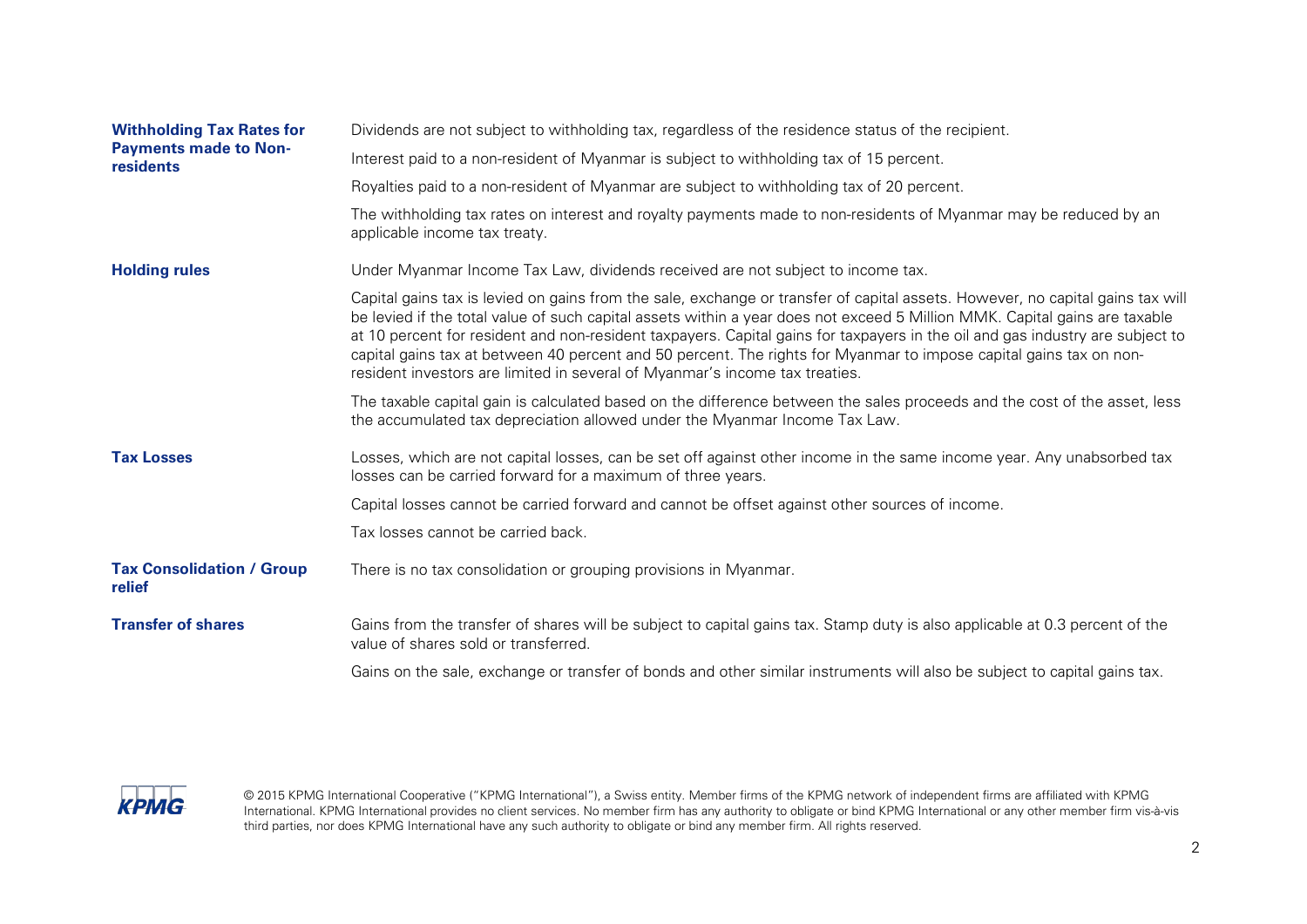| | |
|---|---|
| **Withholding Tax Rates for Payments made to Non-residents** | Dividends are not subject to withholding tax, regardless of the residence status of the recipient.<br><br>Interest paid to a non-resident of Myanmar is subject to withholding tax of 15 percent.<br><br>Royalties paid to a non-resident of Myanmar are subject to withholding tax of 20 percent.<br><br>The withholding tax rates on interest and royalty payments made to non-residents of Myanmar may be reduced by an applicable income tax treaty. |
| **Holding rules** | Under Myanmar Income Tax Law, dividends received are not subject to income tax.<br><br>Capital gains tax is levied on gains from the sale, exchange or transfer of capital assets. However, no capital gains tax will be levied if the total value of such capital assets within a year does not exceed 5 Million MMK. Capital gains are taxable at 10 percent for resident and non-resident taxpayers. Capital gains for taxpayers in the oil and gas industry are subject to capital gains tax at between 40 percent and 50 percent. The rights for Myanmar to impose capital gains tax on non-resident investors are limited in several of Myanmar's income tax treaties.<br><br>The taxable capital gain is calculated based on the difference between the sales proceeds and the cost of the asset, less the accumulated tax depreciation allowed under the Myanmar Income Tax Law. |
| **Tax Losses** | Losses, which are not capital losses, can be set off against other income in the same income year. Any unabsorbed tax losses can be carried forward for a maximum of three years.<br><br>Capital losses cannot be carried forward and cannot be offset against other sources of income.<br><br>Tax losses cannot be carried back. |
| **Tax Consolidation / Group relief** | There is no tax consolidation or grouping provisions in Myanmar. |
| **Transfer of shares** | Gains from the transfer of shares will be subject to capital gains tax. Stamp duty is also applicable at 0.3 percent of the value of shares sold or transferred.<br><br>Gains on the sale, exchange or transfer of bonds and other similar instruments will also be subject to capital gains tax. |

© 2015 KPMG International Cooperative ("KPMG International"), a Swiss entity. Member firms of the KPMG network of independent firms are affiliated with KPMG International. KPMG International provides no client services. No member firm has any authority to obligate or bind KPMG International or any other member firm vis-à-vis third parties, nor does KPMG International have any such authority to obligate or bind any member firm. All rights reserved.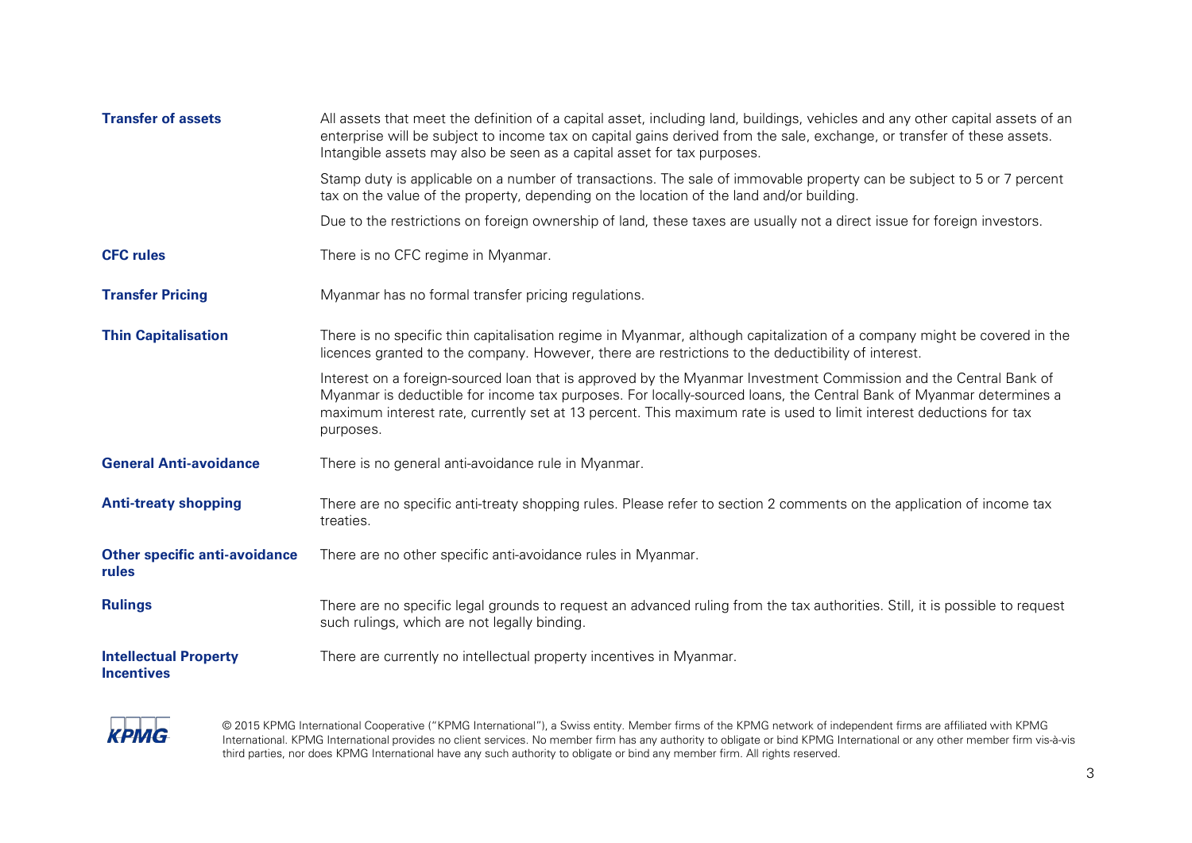| | |
|---|---|
| **Transfer of assets** | All assets that meet the definition of a capital asset, including land, buildings, vehicles and any other capital assets of an enterprise will be subject to income tax on capital gains derived from the sale, exchange, or transfer of these assets. Intangible assets may also be seen as a capital asset for tax purposes.<br><br>Stamp duty is applicable on a number of transactions. The sale of immovable property can be subject to 5 or 7 percent tax on the value of the property, depending on the location of the land and/or building.<br><br>Due to the restrictions on foreign ownership of land, these taxes are usually not a direct issue for foreign investors. |
| **CFC rules** | There is no CFC regime in Myanmar. |
| **Transfer Pricing** | Myanmar has no formal transfer pricing regulations. |
| **Thin Capitalisation** | There is no specific thin capitalisation regime in Myanmar, although capitalization of a company might be covered in the licences granted to the company. However, there are restrictions to the deductibility of interest.<br><br>Interest on a foreign-sourced loan that is approved by the Myanmar Investment Commission and the Central Bank of Myanmar is deductible for income tax purposes. For locally-sourced loans, the Central Bank of Myanmar determines a maximum interest rate, currently set at 13 percent. This maximum rate is used to limit interest deductions for tax purposes. |
| **General Anti-avoidance** | There is no general anti-avoidance rule in Myanmar. |
| **Anti-treaty shopping** | There are no specific anti-treaty shopping rules. Please refer to section 2 comments on the application of income tax treaties. |
| **Other specific anti-avoidance rules** | There are no other specific anti-avoidance rules in Myanmar. |
| **Rulings** | There are no specific legal grounds to request an advanced ruling from the tax authorities. Still, it is possible to request such rulings, which are not legally binding. |
| **Intellectual Property Incentives** | There are currently no intellectual property incentives in Myanmar. |

© 2015 KPMG International Cooperative ("KPMG International"), a Swiss entity. Member firms of the KPMG network of independent firms are affiliated with KPMG International. KPMG International provides no client services. No member firm has any authority to obligate or bind KPMG International or any other member firm vis-à-vis third parties, nor does KPMG International have any such authority to obligate or bind any member firm. All rights reserved.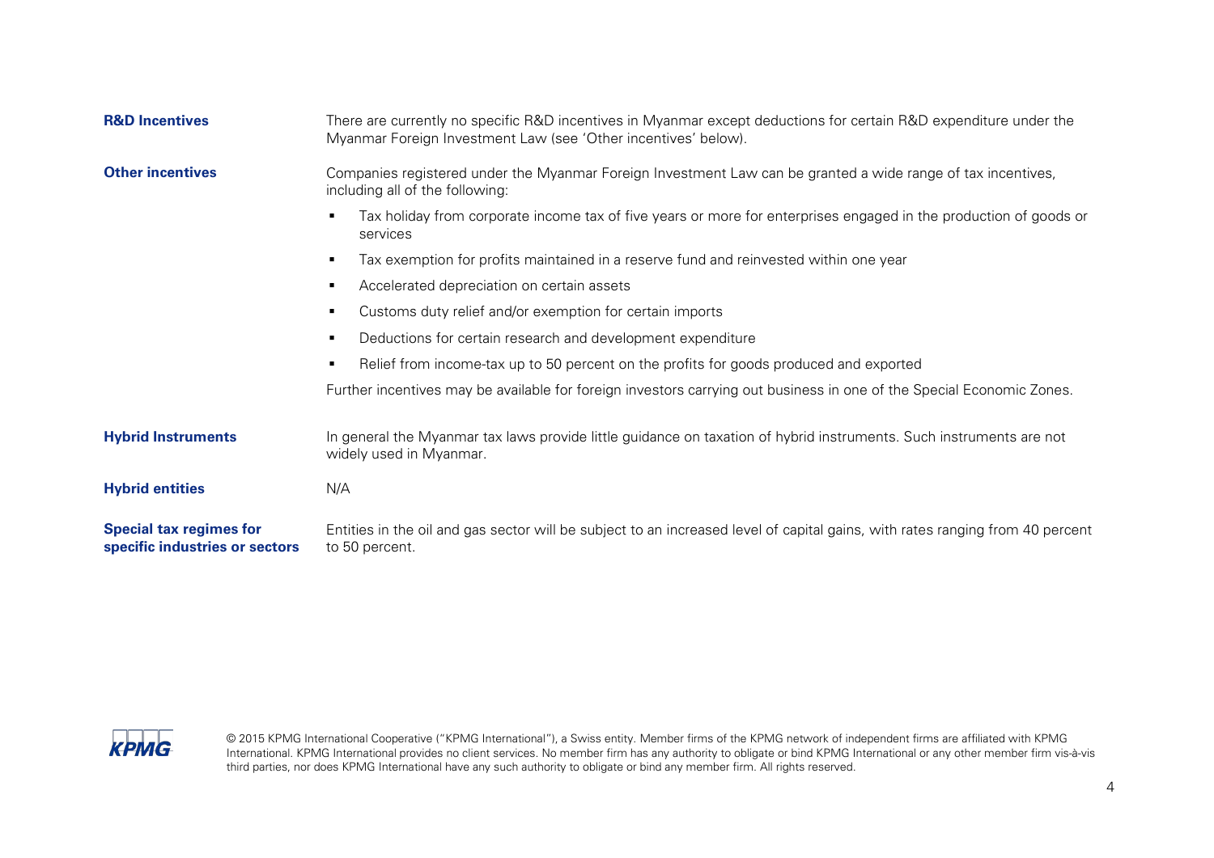| | |
|---|---|
| **R&D Incentives** | There are currently no specific R&D incentives in Myanmar except deductions for certain R&D expenditure under the Myanmar Foreign Investment Law (see 'Other incentives' below). |
| **Other incentives** | Companies registered under the Myanmar Foreign Investment Law can be granted a wide range of tax incentives, including all of the following:<br>▪ Tax holiday from corporate income tax of five years or more for enterprises engaged in the production of goods or services<br>▪ Tax exemption for profits maintained in a reserve fund and reinvested within one year<br>▪ Accelerated depreciation on certain assets<br>▪ Customs duty relief and/or exemption for certain imports<br>▪ Deductions for certain research and development expenditure<br>▪ Relief from income-tax up to 50 percent on the profits for goods produced and exported<br>Further incentives may be available for foreign investors carrying out business in one of the Special Economic Zones. |
| **Hybrid Instruments** | In general the Myanmar tax laws provide little guidance on taxation of hybrid instruments. Such instruments are not widely used in Myanmar. |
| **Hybrid entities** | N/A |
| **Special tax regimes for specific industries or sectors** | Entities in the oil and gas sector will be subject to an increased level of capital gains, with rates ranging from 40 percent to 50 percent. |

© 2015 KPMG International Cooperative ("KPMG International"), a Swiss entity. Member firms of the KPMG network of independent firms are affiliated with KPMG International. KPMG International provides no client services. No member firm has any authority to obligate or bind KPMG International or any other member firm vis-à-vis third parties, nor does KPMG International have any such authority to obligate or bind any member firm. All rights reserved.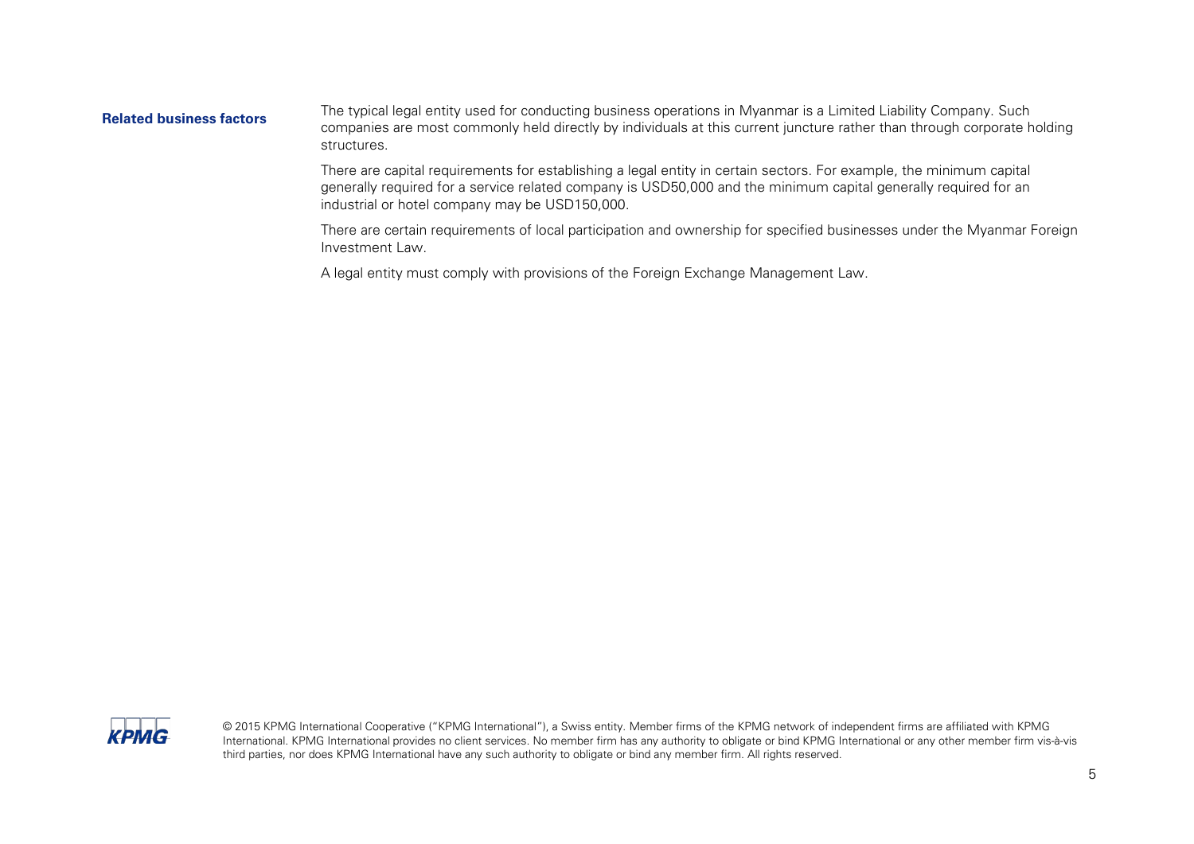**Related business factors**

The typical legal entity used for conducting business operations in Myanmar is a Limited Liability Company. Such companies are most commonly held directly by individuals at this current juncture rather than through corporate holding structures.

There are capital requirements for establishing a legal entity in certain sectors. For example, the minimum capital generally required for a service related company is USD50,000 and the minimum capital generally required for an industrial or hotel company may be USD150,000.

There are certain requirements of local participation and ownership for specified businesses under the Myanmar Foreign Investment Law.

A legal entity must comply with provisions of the Foreign Exchange Management Law.

© 2015 KPMG International Cooperative ("KPMG International"), a Swiss entity. Member firms of the KPMG network of independent firms are affiliated with KPMG International. KPMG International provides no client services. No member firm has any authority to obligate or bind KPMG International or any other member firm vis-à-vis third parties, nor does KPMG International have any such authority to obligate or bind any member firm. All rights reserved.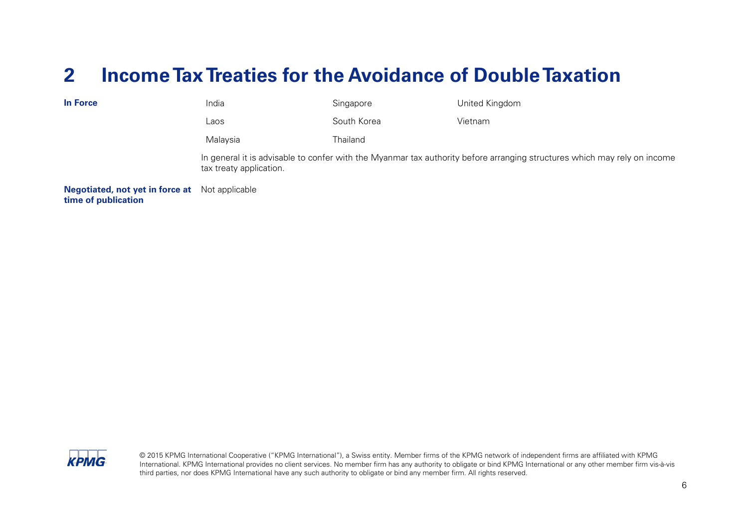# 2 Income Tax Treaties for the Avoidance of Double Taxation

| | | | |
|---|---|---|---|
| **In Force** | India | Singapore | United Kingdom |
| | Laos | South Korea | Vietnam |
| | Malaysia | Thailand | |

In general it is advisable to confer with the Myanmar tax authority before arranging structures which may rely on income tax treaty application.

**Negotiated, not yet in force at time of publication**

Not applicable

© 2015 KPMG International Cooperative ("KPMG International"), a Swiss entity. Member firms of the KPMG network of independent firms are affiliated with KPMG International. KPMG International provides no client services. No member firm has any authority to obligate or bind KPMG International or any other member firm vis-à-vis third parties, nor does KPMG International have any such authority to obligate or bind any member firm. All rights reserved.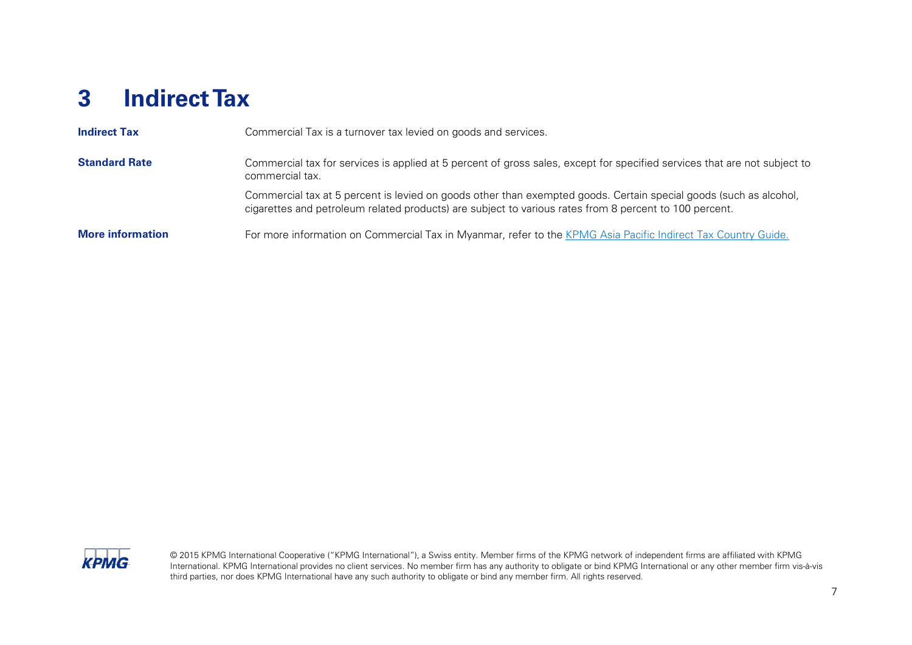# 3 Indirect Tax

| | |
|---|---|
| **Indirect Tax** | Commercial Tax is a turnover tax levied on goods and services. |
| **Standard Rate** | Commercial tax for services is applied at 5 percent of gross sales, except for specified services that are not subject to commercial tax.<br><br>Commercial tax at 5 percent is levied on goods other than exempted goods. Certain special goods (such as alcohol, cigarettes and petroleum related products) are subject to various rates from 8 percent to 100 percent. |
| **More information** | For more information on Commercial Tax in Myanmar, refer to the [KPMG Asia Pacific Indirect Tax Country Guide.]() |

© 2015 KPMG International Cooperative ("KPMG International"), a Swiss entity. Member firms of the KPMG network of independent firms are affiliated with KPMG International. KPMG International provides no client services. No member firm has any authority to obligate or bind KPMG International or any other member firm vis-à-vis third parties, nor does KPMG International have any such authority to obligate or bind any member firm. All rights reserved.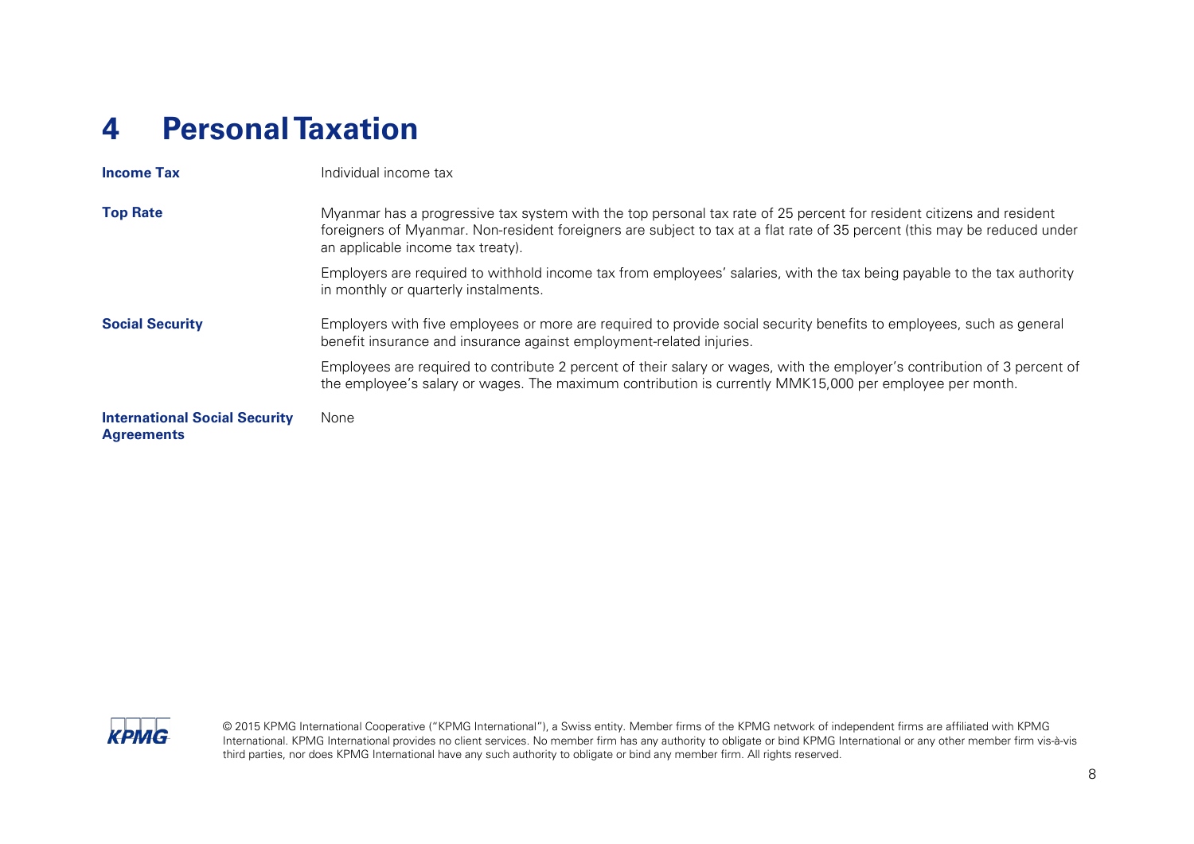# 4 Personal Taxation

| | |
|---|---|
| **Income Tax** | Individual income tax |
| **Top Rate** | Myanmar has a progressive tax system with the top personal tax rate of 25 percent for resident citizens and resident foreigners of Myanmar. Non-resident foreigners are subject to tax at a flat rate of 35 percent (this may be reduced under an applicable income tax treaty).<br><br>Employers are required to withhold income tax from employees' salaries, with the tax being payable to the tax authority in monthly or quarterly instalments. |
| **Social Security** | Employers with five employees or more are required to provide social security benefits to employees, such as general benefit insurance and insurance against employment-related injuries.<br><br>Employees are required to contribute 2 percent of their salary or wages, with the employer's contribution of 3 percent of the employee's salary or wages. The maximum contribution is currently MMK15,000 per employee per month. |
| **International Social Security Agreements** | None |

© 2015 KPMG International Cooperative ("KPMG International"), a Swiss entity. Member firms of the KPMG network of independent firms are affiliated with KPMG International. KPMG International provides no client services. No member firm has any authority to obligate or bind KPMG International or any other member firm vis-à-vis third parties, nor does KPMG International have any such authority to obligate or bind any member firm. All rights reserved.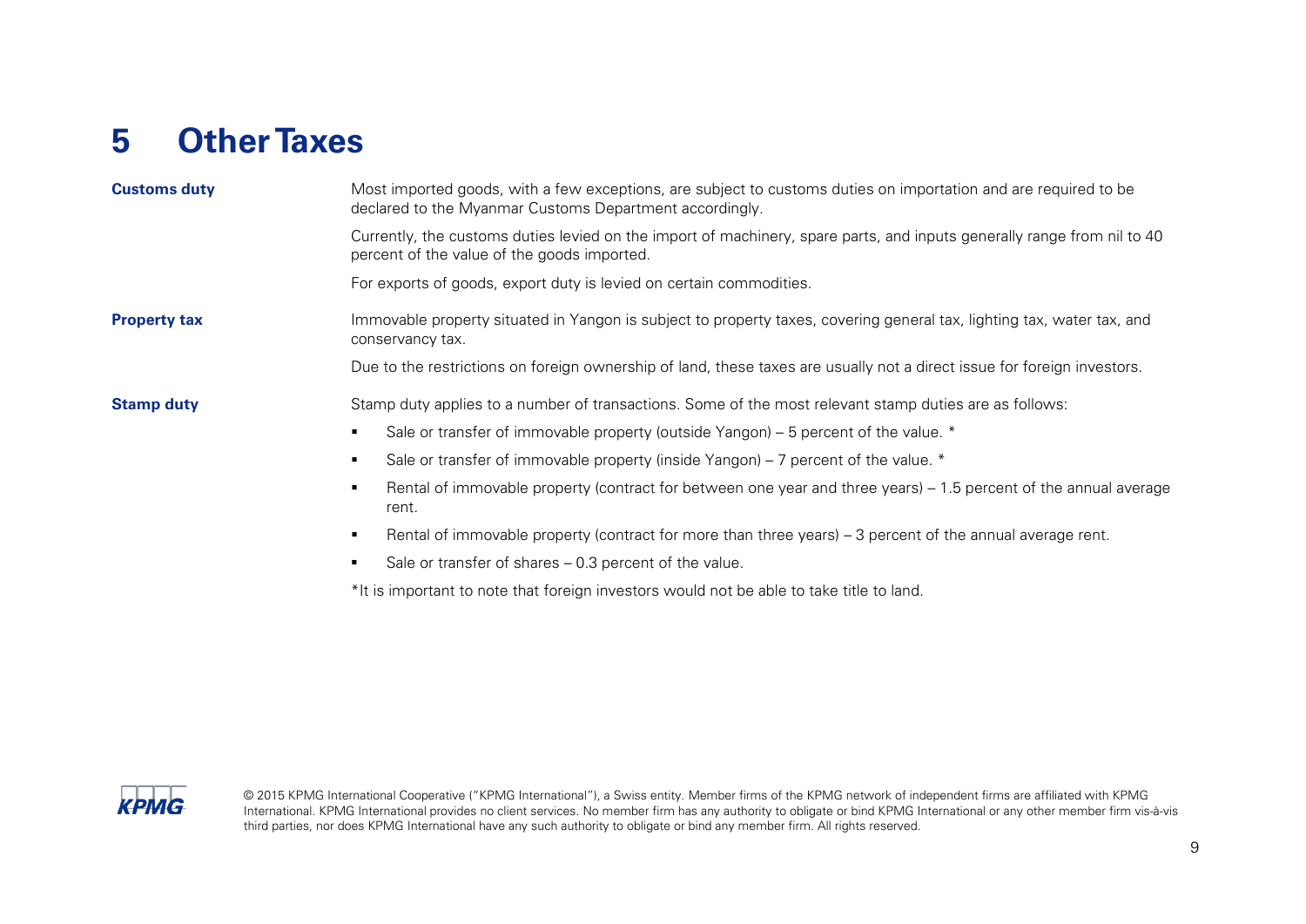# 5 Other Taxes

**Customs duty**

Most imported goods, with a few exceptions, are subject to customs duties on importation and are required to be declared to the Myanmar Customs Department accordingly.

Currently, the customs duties levied on the import of machinery, spare parts, and inputs generally range from nil to 40 percent of the value of the goods imported.

For exports of goods, export duty is levied on certain commodities.

**Property tax**

Immovable property situated in Yangon is subject to property taxes, covering general tax, lighting tax, water tax, and conservancy tax.

Due to the restrictions on foreign ownership of land, these taxes are usually not a direct issue for foreign investors.

**Stamp duty**

Stamp duty applies to a number of transactions. Some of the most relevant stamp duties are as follows:

- Sale or transfer of immovable property (outside Yangon) – 5 percent of the value. *
- Sale or transfer of immovable property (inside Yangon) – 7 percent of the value. *
- Rental of immovable property (contract for between one year and three years) – 1.5 percent of the annual average rent.
- Rental of immovable property (contract for more than three years) – 3 percent of the annual average rent.
- Sale or transfer of shares – 0.3 percent of the value.

*It is important to note that foreign investors would not be able to take title to land.

© 2015 KPMG International Cooperative ("KPMG International"), a Swiss entity. Member firms of the KPMG network of independent firms are affiliated with KPMG International. KPMG International provides no client services. No member firm has any authority to obligate or bind KPMG International or any other member firm vis-à-vis third parties, nor does KPMG International have any such authority to obligate or bind any member firm. All rights reserved.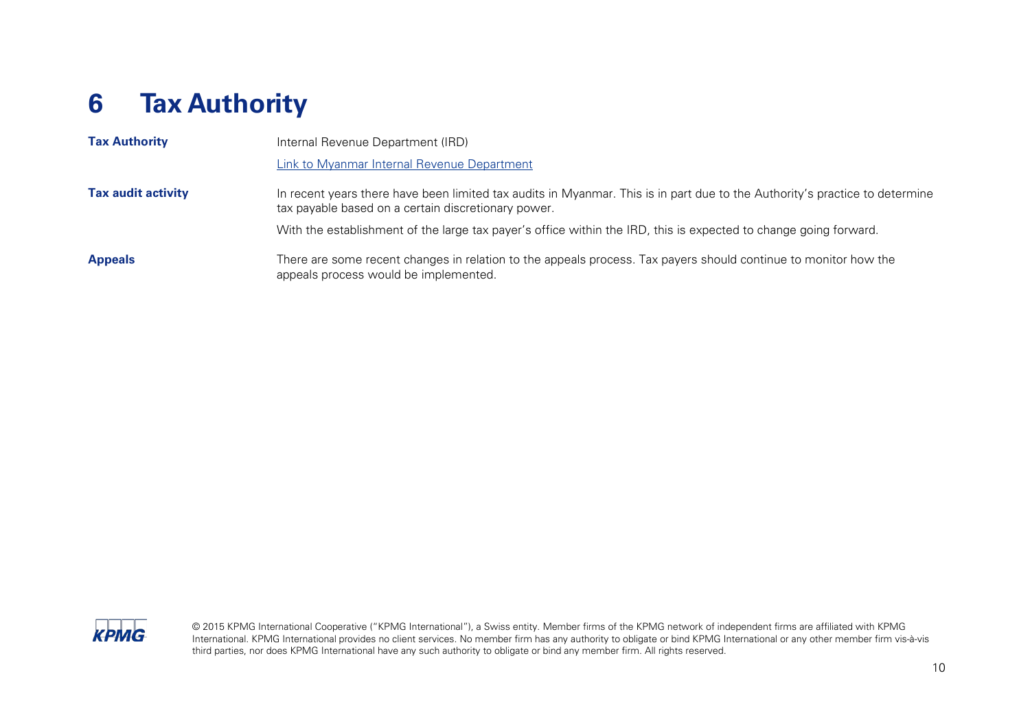# 6 Tax Authority

| | |
|---|---|
| **Tax Authority** | Internal Revenue Department (IRD)<br><br>Link to Myanmar Internal Revenue Department |
| **Tax audit activity** | In recent years there have been limited tax audits in Myanmar. This is in part due to the Authority's practice to determine tax payable based on a certain discretionary power.<br><br>With the establishment of the large tax payer's office within the IRD, this is expected to change going forward. |
| **Appeals** | There are some recent changes in relation to the appeals process. Tax payers should continue to monitor how the appeals process would be implemented. |

© 2015 KPMG International Cooperative ("KPMG International"), a Swiss entity. Member firms of the KPMG network of independent firms are affiliated with KPMG International. KPMG International provides no client services. No member firm has any authority to obligate or bind KPMG International or any other member firm vis-à-vis third parties, nor does KPMG International have any such authority to obligate or bind any member firm. All rights reserved.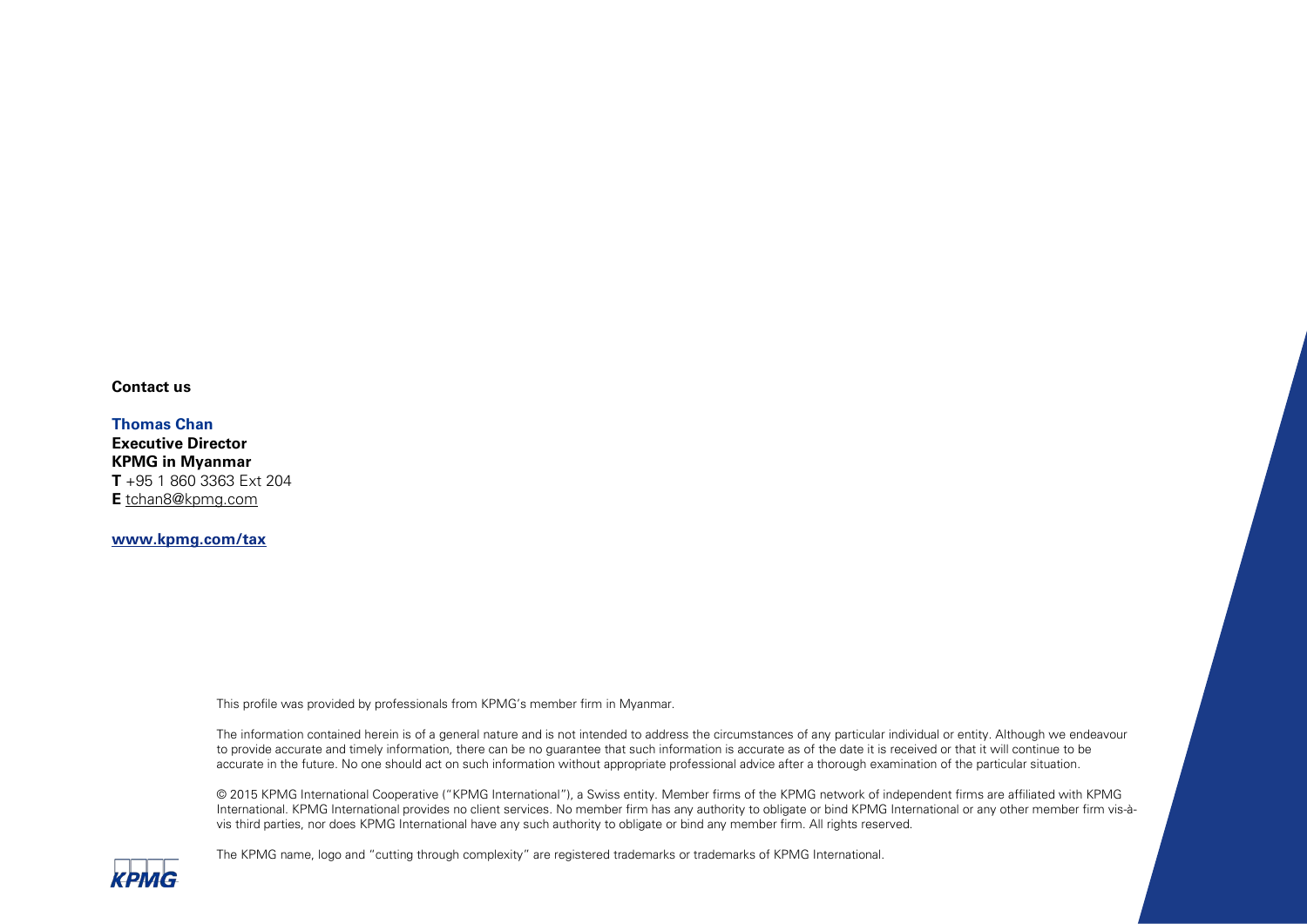**Contact us**

**Thomas Chan**
**Executive Director**
**KPMG in Myanmar**
**T** +95 1 860 3363 Ext 204
**E** tchan8@kpmg.com

**www.kpmg.com/tax**

This profile was provided by professionals from KPMG's member firm in Myanmar.

The information contained herein is of a general nature and is not intended to address the circumstances of any particular individual or entity. Although we endeavour to provide accurate and timely information, there can be no guarantee that such information is accurate as of the date it is received or that it will continue to be accurate in the future. No one should act on such information without appropriate professional advice after a thorough examination of the particular situation.

© 2015 KPMG International Cooperative ("KPMG International"), a Swiss entity. Member firms of the KPMG network of independent firms are affiliated with KPMG International. KPMG International provides no client services. No member firm has any authority to obligate or bind KPMG International or any other member firm vis-à-vis third parties, nor does KPMG International have any such authority to obligate or bind any member firm. All rights reserved.

The KPMG name, logo and "cutting through complexity" are registered trademarks or trademarks of KPMG International.